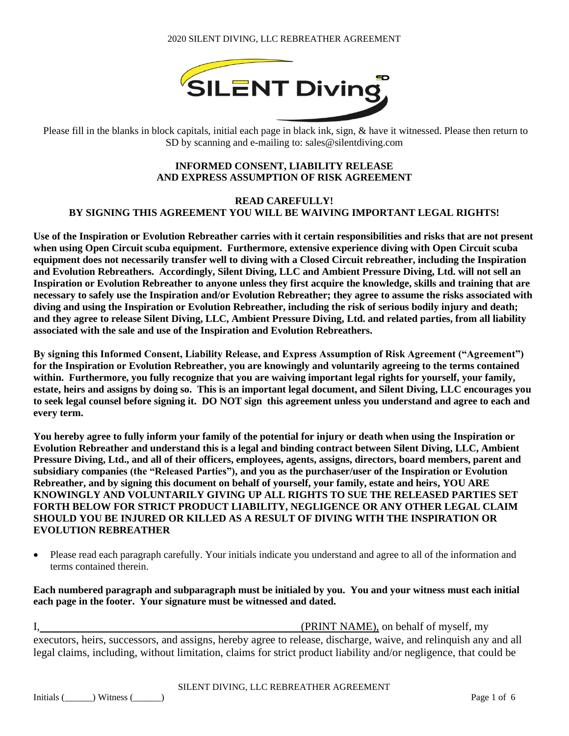Please fill in the blanks in block capitals, initial each page in black ink, sign, & have it witnessed. Please then return to SD by scanning and e-mailing to: sales@silentdiving.com

## INFORMED CONSENT, LIABILITY RELEASE AND EXPRESS ASSUMPTION OF RISK AGREEMENT

### READ CAREFULLY! BY SIGNING THIS AGREEMENT YOU WILL BE WAIVING IMPORTANT LEGAL RIGHTS!

**Use of the Inspiration or Evolution Rebreather carries with it certain responsibilities and risks that are not present when using Open Circuit scuba equipment. Furthermore, extensive experience diving with Open Circuit scuba equipment does not necessarily transfer well to diving with a Closed Circuit rebreather, including the Inspiration and Evolution Rebreathers. Accordingly, Silent Diving, LLC and Ambient Pressure Diving, Ltd. will not sell an Inspiration or Evolution Rebreather to anyone unless they first acquire the knowledge, skills and training that are necessary to safely use the Inspiration and/or Evolution Rebreather; they agree to assume the risks associated with diving and using the Inspiration or Evolution Rebreather, including the risk of serious bodily injury and death; and they agree to release Silent Diving, LLC, Ambient Pressure Diving, Ltd. and related parties, from all liability associated with the sale and use of the Inspiration and Evolution Rebreathers.**

**By signing this Informed Consent, Liability Release, and Express Assumption of Risk Agreement ("Agreement") for the Inspiration or Evolution Rebreather, you are knowingly and voluntarily agreeing to the terms contained within. Furthermore, you fully recognize that you are waiving important legal rights for yourself, your family, estate, heirs and assigns by doing so. This is an important legal document, and Silent Diving, LLC encourages you to seek legal counsel before signing it. DO NOT sign this agreement unless you understand and agree to each and every term.**

**You hereby agree to fully inform your family of the potential for injury or death when using the Inspiration or Evolution Rebreather and understand this is a legal and binding contract between Silent Diving, LLC, Ambient Pressure Diving, Ltd., and all of their officers, employees, agents, assigns, directors, board members, parent and subsidiary companies (the "Released Parties"), and you as the purchaser/user of the Inspiration or Evolution Rebreather, and by signing this document on behalf of yourself, your family, estate and heirs, YOU ARE KNOWINGLY AND VOLUNTARILY GIVING UP ALL RIGHTS TO SUE THE RELEASED PARTIES SET FORTH BELOW FOR STRICT PRODUCT LIABILITY, NEGLIGENCE OR ANY OTHER LEGAL CLAIM SHOULD YOU BE INJURED OR KILLED AS A RESULT OF DIVING WITH THE INSPIRATION OR EVOLUTION REBREATHER**

- Please read each paragraph carefully. Your initials indicate you understand and agree to all of the information and terms contained therein.

**Each numbered paragraph and subparagraph must be initialed by you. You and your witness must each initial each page in the footer. Your signature must be witnessed and dated.**

I,\_\_\_\_\_\_\_\_\_\_\_\_\_\_\_\_\_\_\_\_\_\_\_\_\_\_\_\_\_\_\_\_\_\_\_\_\_\_\_\_\_\_\_\_\_\_\_\_(PRINT NAME), on behalf of myself, my executors, heirs, successors, and assigns, hereby agree to release, discharge, waive, and relinquish any and all legal claims, including, without limitation, claims for strict product liability and/or negligence, that could be

Initials (\_\_\_\_\_\_) Witness (\_\_\_\_\_\_)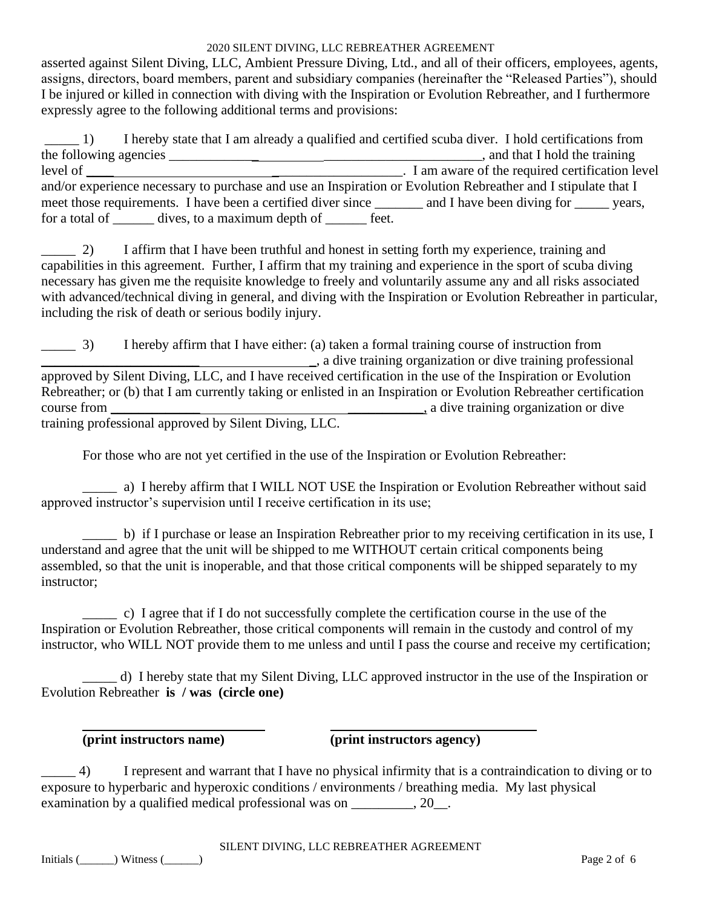asserted against Silent Diving, LLC, Ambient Pressure Diving, Ltd., and all of their officers, employees, agents, assigns, directors, board members, parent and subsidiary companies (hereinafter the "Released Parties"), should I be injured or killed in connection with diving with the Inspiration or Evolution Rebreather, and I furthermore expressly agree to the following additional terms and provisions:

_____ 1) I hereby state that I am already a qualified and certified scuba diver. I hold certifications from the following agencies ______________________________________________, and that I hold the training level of ______________________________________________. I am aware of the required certification level and/or experience necessary to purchase and use an Inspiration or Evolution Rebreather and I stipulate that I meet those requirements. I have been a certified diver since _______ and I have been diving for _____ years, for a total of ______ dives, to a maximum depth of ______ feet.

_____ 2) I affirm that I have been truthful and honest in setting forth my experience, training and capabilities in this agreement. Further, I affirm that my training and experience in the sport of scuba diving necessary has given me the requisite knowledge to freely and voluntarily assume any and all risks associated with advanced/technical diving in general, and diving with the Inspiration or Evolution Rebreather in particular, including the risk of death or serious bodily injury.

_____ 3) I hereby affirm that I have either: (a) taken a formal training course of instruction from ________________________________________, a dive training organization or dive training professional approved by Silent Diving, LLC, and I have received certification in the use of the Inspiration or Evolution Rebreather; or (b) that I am currently taking or enlisted in an Inspiration or Evolution Rebreather certification course from ________________________________________, a dive training organization or dive training professional approved by Silent Diving, LLC.

For those who are not yet certified in the use of the Inspiration or Evolution Rebreather:

_____ a) I hereby affirm that I WILL NOT USE the Inspiration or Evolution Rebreather without said approved instructor's supervision until I receive certification in its use;

_____ b) if I purchase or lease an Inspiration Rebreather prior to my receiving certification in its use, I understand and agree that the unit will be shipped to me WITHOUT certain critical components being assembled, so that the unit is inoperable, and that those critical components will be shipped separately to my instructor;

_____ c) I agree that if I do not successfully complete the certification course in the use of the Inspiration or Evolution Rebreather, those critical components will remain in the custody and control of my instructor, who WILL NOT provide them to me unless and until I pass the course and receive my certification;

_____ d) I hereby state that my Silent Diving, LLC approved instructor in the use of the Inspiration or Evolution Rebreather **is / was (circle one)**

_____________________________ _____________________________
**(print instructors name)** **(print instructors agency)**

_____ 4) I represent and warrant that I have no physical infirmity that is a contraindication to diving or to exposure to hyperbaric and hyperoxic conditions / environments / breathing media. My last physical examination by a qualified medical professional was on _________, 20__.

Initials (______) Witness (______)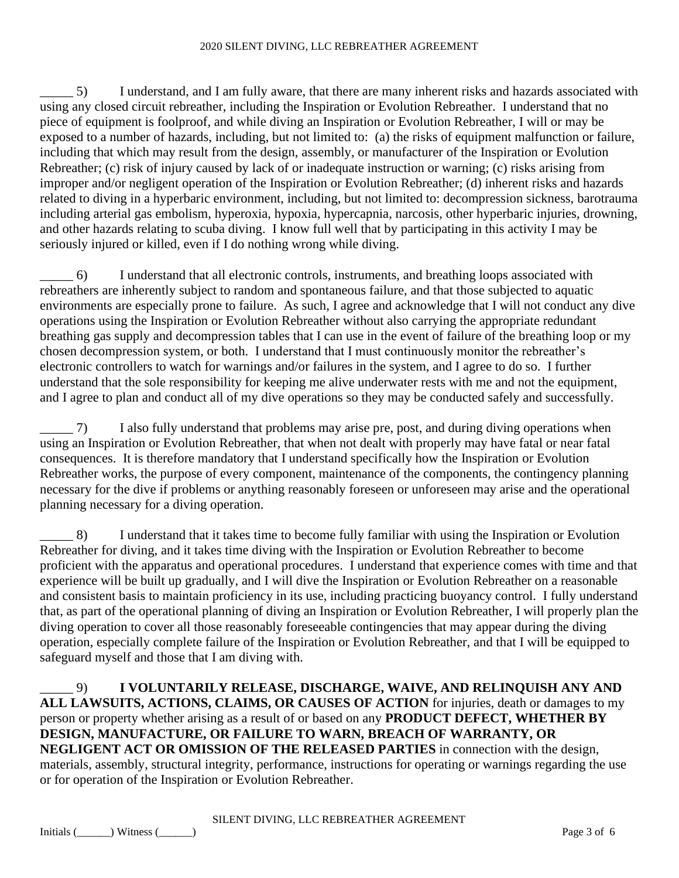_____ 5) I understand, and I am fully aware, that there are many inherent risks and hazards associated with using any closed circuit rebreather, including the Inspiration or Evolution Rebreather. I understand that no piece of equipment is foolproof, and while diving an Inspiration or Evolution Rebreather, I will or may be exposed to a number of hazards, including, but not limited to: (a) the risks of equipment malfunction or failure, including that which may result from the design, assembly, or manufacturer of the Inspiration or Evolution Rebreather; (c) risk of injury caused by lack of or inadequate instruction or warning; (c) risks arising from improper and/or negligent operation of the Inspiration or Evolution Rebreather; (d) inherent risks and hazards related to diving in a hyperbaric environment, including, but not limited to: decompression sickness, barotrauma including arterial gas embolism, hyperoxia, hypoxia, hypercapnia, narcosis, other hyperbaric injuries, drowning, and other hazards relating to scuba diving. I know full well that by participating in this activity I may be seriously injured or killed, even if I do nothing wrong while diving.

_____ 6) I understand that all electronic controls, instruments, and breathing loops associated with rebreathers are inherently subject to random and spontaneous failure, and that those subjected to aquatic environments are especially prone to failure. As such, I agree and acknowledge that I will not conduct any dive operations using the Inspiration or Evolution Rebreather without also carrying the appropriate redundant breathing gas supply and decompression tables that I can use in the event of failure of the breathing loop or my chosen decompression system, or both. I understand that I must continuously monitor the rebreather's electronic controllers to watch for warnings and/or failures in the system, and I agree to do so. I further understand that the sole responsibility for keeping me alive underwater rests with me and not the equipment, and I agree to plan and conduct all of my dive operations so they may be conducted safely and successfully.

_____ 7) I also fully understand that problems may arise pre, post, and during diving operations when using an Inspiration or Evolution Rebreather, that when not dealt with properly may have fatal or near fatal consequences. It is therefore mandatory that I understand specifically how the Inspiration or Evolution Rebreather works, the purpose of every component, maintenance of the components, the contingency planning necessary for the dive if problems or anything reasonably foreseen or unforeseen may arise and the operational planning necessary for a diving operation.

_____ 8) I understand that it takes time to become fully familiar with using the Inspiration or Evolution Rebreather for diving, and it takes time diving with the Inspiration or Evolution Rebreather to become proficient with the apparatus and operational procedures. I understand that experience comes with time and that experience will be built up gradually, and I will dive the Inspiration or Evolution Rebreather on a reasonable and consistent basis to maintain proficiency in its use, including practicing buoyancy control. I fully understand that, as part of the operational planning of diving an Inspiration or Evolution Rebreather, I will properly plan the diving operation to cover all those reasonably foreseeable contingencies that may appear during the diving operation, especially complete failure of the Inspiration or Evolution Rebreather, and that I will be equipped to safeguard myself and those that I am diving with.

_____ 9) **I VOLUNTARILY RELEASE, DISCHARGE, WAIVE, AND RELINQUISH ANY AND ALL LAWSUITS, ACTIONS, CLAIMS, OR CAUSES OF ACTION** for injuries, death or damages to my person or property whether arising as a result of or based on any **PRODUCT DEFECT, WHETHER BY DESIGN, MANUFACTURE, OR FAILURE TO WARN, BREACH OF WARRANTY, OR NEGLIGENT ACT OR OMISSION OF THE RELEASED PARTIES** in connection with the design, materials, assembly, structural integrity, performance, instructions for operating or warnings regarding the use or for operation of the Inspiration or Evolution Rebreather.

Initials (______) Witness (______)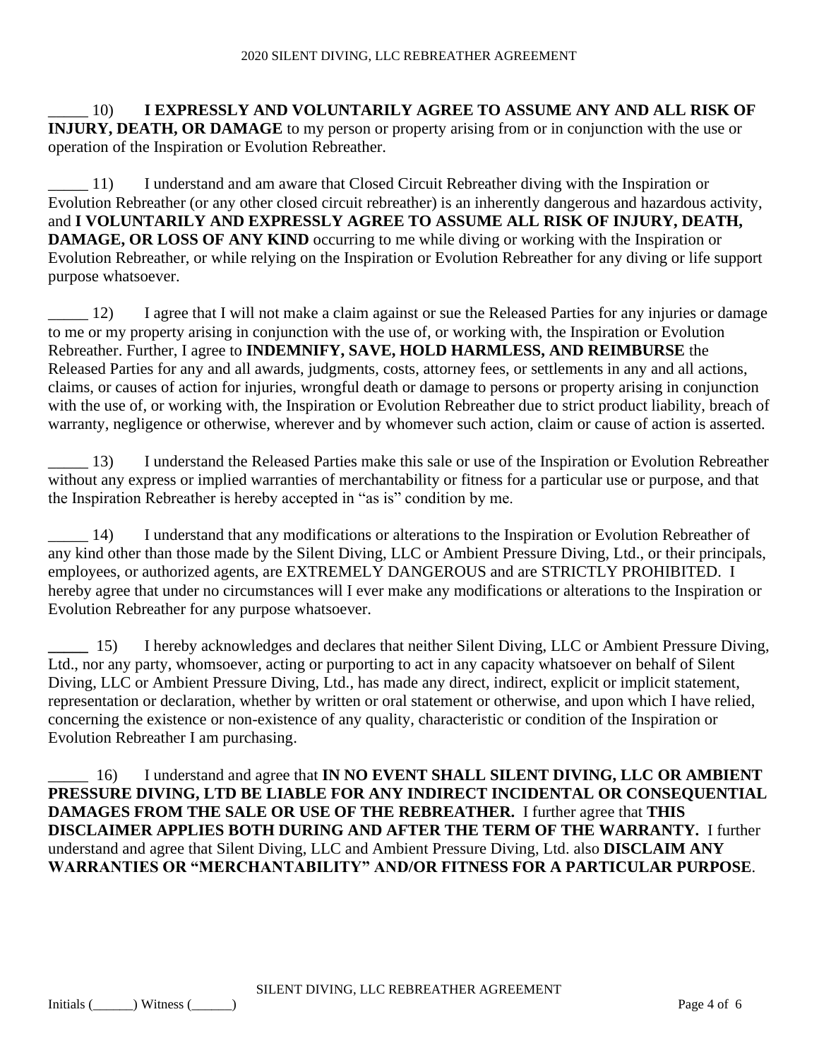_____ 10) **I EXPRESSLY AND VOLUNTARILY AGREE TO ASSUME ANY AND ALL RISK OF INJURY, DEATH, OR DAMAGE** to my person or property arising from or in conjunction with the use or operation of the Inspiration or Evolution Rebreather.

_____ 11) I understand and am aware that Closed Circuit Rebreather diving with the Inspiration or Evolution Rebreather (or any other closed circuit rebreather) is an inherently dangerous and hazardous activity, and **I VOLUNTARILY AND EXPRESSLY AGREE TO ASSUME ALL RISK OF INJURY, DEATH, DAMAGE, OR LOSS OF ANY KIND** occurring to me while diving or working with the Inspiration or Evolution Rebreather, or while relying on the Inspiration or Evolution Rebreather for any diving or life support purpose whatsoever.

_____ 12) I agree that I will not make a claim against or sue the Released Parties for any injuries or damage to me or my property arising in conjunction with the use of, or working with, the Inspiration or Evolution Rebreather. Further, I agree to **INDEMNIFY, SAVE, HOLD HARMLESS, AND REIMBURSE** the Released Parties for any and all awards, judgments, costs, attorney fees, or settlements in any and all actions, claims, or causes of action for injuries, wrongful death or damage to persons or property arising in conjunction with the use of, or working with, the Inspiration or Evolution Rebreather due to strict product liability, breach of warranty, negligence or otherwise, wherever and by whomever such action, claim or cause of action is asserted.

_____ 13) I understand the Released Parties make this sale or use of the Inspiration or Evolution Rebreather without any express or implied warranties of merchantability or fitness for a particular use or purpose, and that the Inspiration Rebreather is hereby accepted in "as is" condition by me.

_____ 14) I understand that any modifications or alterations to the Inspiration or Evolution Rebreather of any kind other than those made by the Silent Diving, LLC or Ambient Pressure Diving, Ltd., or their principals, employees, or authorized agents, are EXTREMELY DANGEROUS and are STRICTLY PROHIBITED. I hereby agree that under no circumstances will I ever make any modifications or alterations to the Inspiration or Evolution Rebreather for any purpose whatsoever.

_____ 15) I hereby acknowledges and declares that neither Silent Diving, LLC or Ambient Pressure Diving, Ltd., nor any party, whomsoever, acting or purporting to act in any capacity whatsoever on behalf of Silent Diving, LLC or Ambient Pressure Diving, Ltd., has made any direct, indirect, explicit or implicit statement, representation or declaration, whether by written or oral statement or otherwise, and upon which I have relied, concerning the existence or non-existence of any quality, characteristic or condition of the Inspiration or Evolution Rebreather I am purchasing.

_____ 16) I understand and agree that **IN NO EVENT SHALL SILENT DIVING, LLC OR AMBIENT PRESSURE DIVING, LTD BE LIABLE FOR ANY INDIRECT INCIDENTAL OR CONSEQUENTIAL DAMAGES FROM THE SALE OR USE OF THE REBREATHER.** I further agree that **THIS DISCLAIMER APPLIES BOTH DURING AND AFTER THE TERM OF THE WARRANTY.** I further understand and agree that Silent Diving, LLC and Ambient Pressure Diving, Ltd. also **DISCLAIM ANY WARRANTIES OR "MERCHANTABILITY" AND/OR FITNESS FOR A PARTICULAR PURPOSE**.

Initials (______) Witness (______)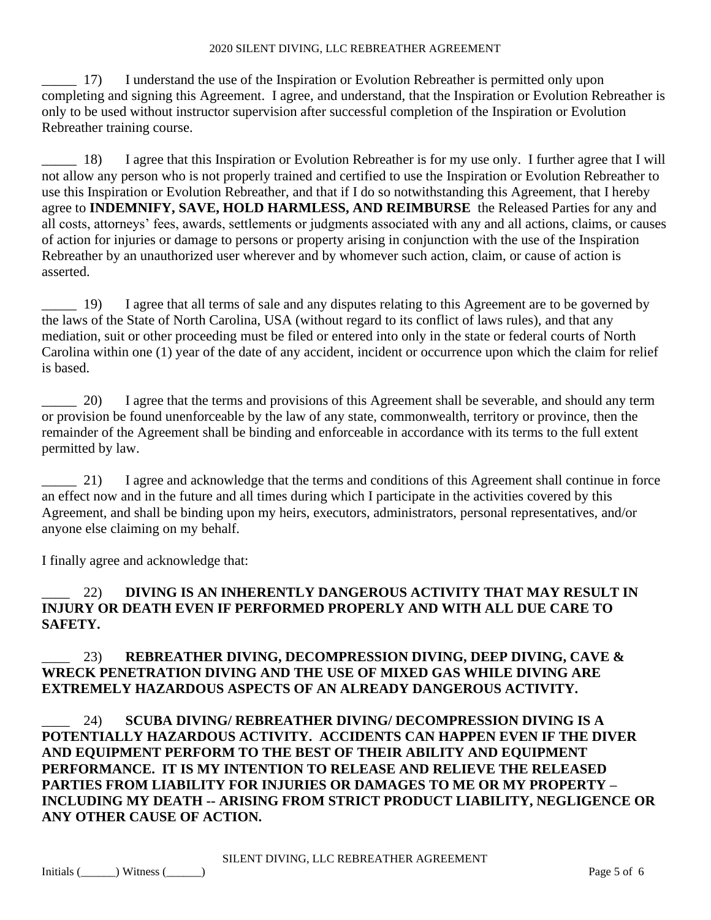_____ 17) I understand the use of the Inspiration or Evolution Rebreather is permitted only upon completing and signing this Agreement. I agree, and understand, that the Inspiration or Evolution Rebreather is only to be used without instructor supervision after successful completion of the Inspiration or Evolution Rebreather training course.

_____ 18) I agree that this Inspiration or Evolution Rebreather is for my use only. I further agree that I will not allow any person who is not properly trained and certified to use the Inspiration or Evolution Rebreather to use this Inspiration or Evolution Rebreather, and that if I do so notwithstanding this Agreement, that I hereby agree to **INDEMNIFY, SAVE, HOLD HARMLESS, AND REIMBURSE** the Released Parties for any and all costs, attorneys' fees, awards, settlements or judgments associated with any and all actions, claims, or causes of action for injuries or damage to persons or property arising in conjunction with the use of the Inspiration Rebreather by an unauthorized user wherever and by whomever such action, claim, or cause of action is asserted.

_____ 19) I agree that all terms of sale and any disputes relating to this Agreement are to be governed by the laws of the State of North Carolina, USA (without regard to its conflict of laws rules), and that any mediation, suit or other proceeding must be filed or entered into only in the state or federal courts of North Carolina within one (1) year of the date of any accident, incident or occurrence upon which the claim for relief is based.

_____ 20) I agree that the terms and provisions of this Agreement shall be severable, and should any term or provision be found unenforceable by the law of any state, commonwealth, territory or province, then the remainder of the Agreement shall be binding and enforceable in accordance with its terms to the full extent permitted by law.

_____ 21) I agree and acknowledge that the terms and conditions of this Agreement shall continue in force an effect now and in the future and all times during which I participate in the activities covered by this Agreement, and shall be binding upon my heirs, executors, administrators, personal representatives, and/or anyone else claiming on my behalf.

I finally agree and acknowledge that:

____ 22) **DIVING IS AN INHERENTLY DANGEROUS ACTIVITY THAT MAY RESULT IN INJURY OR DEATH EVEN IF PERFORMED PROPERLY AND WITH ALL DUE CARE TO SAFETY.**

____ 23) **REBREATHER DIVING, DECOMPRESSION DIVING, DEEP DIVING, CAVE & WRECK PENETRATION DIVING AND THE USE OF MIXED GAS WHILE DIVING ARE EXTREMELY HAZARDOUS ASPECTS OF AN ALREADY DANGEROUS ACTIVITY.**

____ 24) **SCUBA DIVING/ REBREATHER DIVING/ DECOMPRESSION DIVING IS A POTENTIALLY HAZARDOUS ACTIVITY. ACCIDENTS CAN HAPPEN EVEN IF THE DIVER AND EQUIPMENT PERFORM TO THE BEST OF THEIR ABILITY AND EQUIPMENT PERFORMANCE. IT IS MY INTENTION TO RELEASE AND RELIEVE THE RELEASED PARTIES FROM LIABILITY FOR INJURIES OR DAMAGES TO ME OR MY PROPERTY – INCLUDING MY DEATH -- ARISING FROM STRICT PRODUCT LIABILITY, NEGLIGENCE OR ANY OTHER CAUSE OF ACTION.**

Initials (______) Witness (______)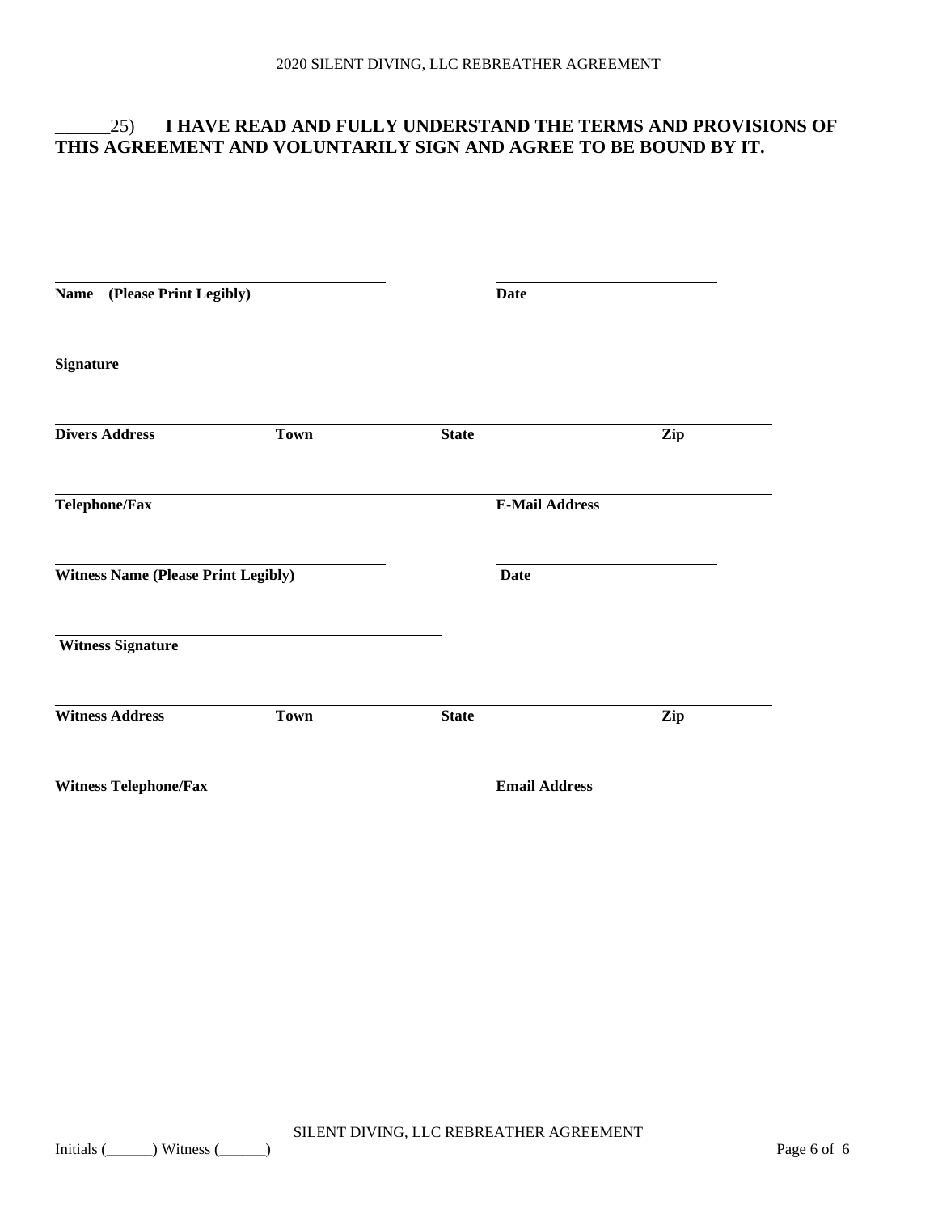______25) **I HAVE READ AND FULLY UNDERSTAND THE TERMS AND PROVISIONS OF THIS AGREEMENT AND VOLUNTARILY SIGN AND AGREE TO BE BOUND BY IT.**

______________________________________ ______________________________

**Name (Please Print Legibly)** **Date**

______________________________________________

**Signature**

_____________________________________________________________________________________

**Divers Address** **Town** **State** **Zip**

_____________________________________________________________________________________

**Telephone/Fax** **E-Mail Address**

______________________________________ ______________________________

**Witness Name (Please Print Legibly)** **Date**

______________________________________________

**Witness Signature**

_____________________________________________________________________________________

**Witness Address** **Town** **State** **Zip**

_____________________________________________________________________________________

**Witness Telephone/Fax** **Email Address**

Initials (______) Witness (______)